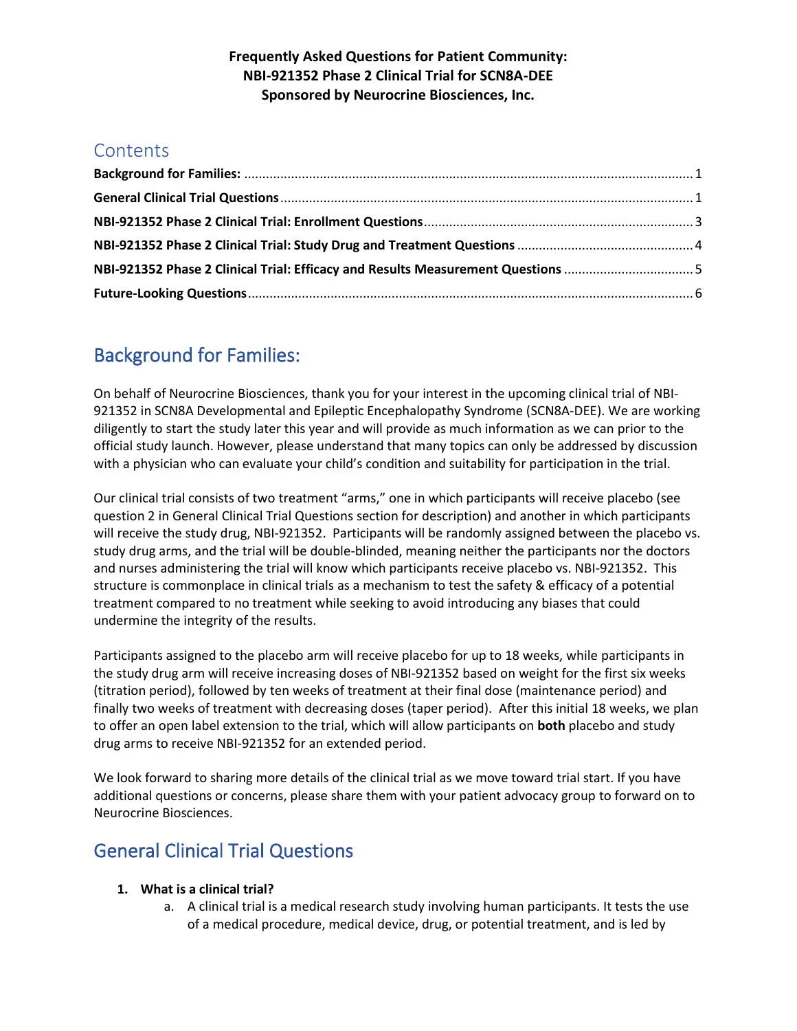**Frequently Asked Questions for Patient Community:**
**NBI-921352 Phase 2 Clinical Trial for SCN8A-DEE**
**Sponsored by Neurocrine Biosciences, Inc.**

# Contents

**Background for Families:** ........ 1
**General Clinical Trial Questions** ........ 1
**NBI-921352 Phase 2 Clinical Trial: Enrollment Questions** ........ 3
**NBI-921352 Phase 2 Clinical Trial: Study Drug and Treatment Questions** ........ 4
**NBI-921352 Phase 2 Clinical Trial: Efficacy and Results Measurement Questions** ........ 5
**Future-Looking Questions** ........ 6

# Background for Families:

On behalf of Neurocrine Biosciences, thank you for your interest in the upcoming clinical trial of NBI-921352 in SCN8A Developmental and Epileptic Encephalopathy Syndrome (SCN8A-DEE). We are working diligently to start the study later this year and will provide as much information as we can prior to the official study launch. However, please understand that many topics can only be addressed by discussion with a physician who can evaluate your child's condition and suitability for participation in the trial.

Our clinical trial consists of two treatment "arms," one in which participants will receive placebo (see question 2 in General Clinical Trial Questions section for description) and another in which participants will receive the study drug, NBI-921352. Participants will be randomly assigned between the placebo vs. study drug arms, and the trial will be double-blinded, meaning neither the participants nor the doctors and nurses administering the trial will know which participants receive placebo vs. NBI-921352. This structure is commonplace in clinical trials as a mechanism to test the safety & efficacy of a potential treatment compared to no treatment while seeking to avoid introducing any biases that could undermine the integrity of the results.

Participants assigned to the placebo arm will receive placebo for up to 18 weeks, while participants in the study drug arm will receive increasing doses of NBI-921352 based on weight for the first six weeks (titration period), followed by ten weeks of treatment at their final dose (maintenance period) and finally two weeks of treatment with decreasing doses (taper period). After this initial 18 weeks, we plan to offer an open label extension to the trial, which will allow participants on **both** placebo and study drug arms to receive NBI-921352 for an extended period.

We look forward to sharing more details of the clinical trial as we move toward trial start. If you have additional questions or concerns, please share them with your patient advocacy group to forward on to Neurocrine Biosciences.

# General Clinical Trial Questions

1. **What is a clinical trial?**
   a. A clinical trial is a medical research study involving human participants. It tests the use of a medical procedure, medical device, drug, or potential treatment, and is led by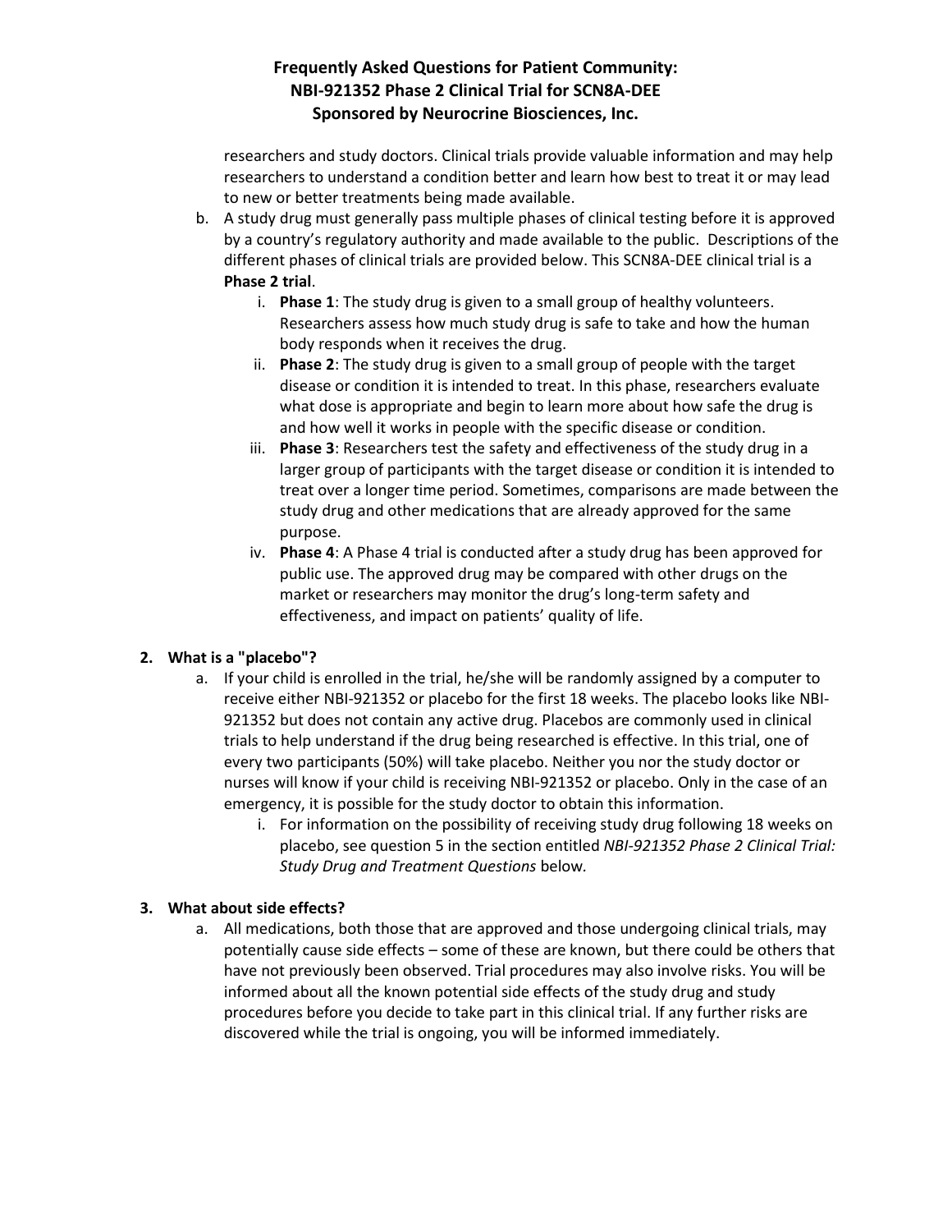researchers and study doctors. Clinical trials provide valuable information and may help researchers to understand a condition better and learn how best to treat it or may lead to new or better treatments being made available.

b. A study drug must generally pass multiple phases of clinical testing before it is approved by a country's regulatory authority and made available to the public. Descriptions of the different phases of clinical trials are provided below. This SCN8A-DEE clinical trial is a **Phase 2 trial**.

   i. **Phase 1**: The study drug is given to a small group of healthy volunteers. Researchers assess how much study drug is safe to take and how the human body responds when it receives the drug.

   ii. **Phase 2**: The study drug is given to a small group of people with the target disease or condition it is intended to treat. In this phase, researchers evaluate what dose is appropriate and begin to learn more about how safe the drug is and how well it works in people with the specific disease or condition.

   iii. **Phase 3**: Researchers test the safety and effectiveness of the study drug in a larger group of participants with the target disease or condition it is intended to treat over a longer time period. Sometimes, comparisons are made between the study drug and other medications that are already approved for the same purpose.

   iv. **Phase 4**: A Phase 4 trial is conducted after a study drug has been approved for public use. The approved drug may be compared with other drugs on the market or researchers may monitor the drug's long-term safety and effectiveness, and impact on patients' quality of life.

**2. What is a "placebo"?**

a. If your child is enrolled in the trial, he/she will be randomly assigned by a computer to receive either NBI-921352 or placebo for the first 18 weeks. The placebo looks like NBI-921352 but does not contain any active drug. Placebos are commonly used in clinical trials to help understand if the drug being researched is effective. In this trial, one of every two participants (50%) will take placebo. Neither you nor the study doctor or nurses will know if your child is receiving NBI-921352 or placebo. Only in the case of an emergency, it is possible for the study doctor to obtain this information.

   i. For information on the possibility of receiving study drug following 18 weeks on placebo, see question 5 in the section entitled *NBI-921352 Phase 2 Clinical Trial: Study Drug and Treatment Questions* below.

**3. What about side effects?**

a. All medications, both those that are approved and those undergoing clinical trials, may potentially cause side effects – some of these are known, but there could be others that have not previously been observed. Trial procedures may also involve risks. You will be informed about all the known potential side effects of the study drug and study procedures before you decide to take part in this clinical trial. If any further risks are discovered while the trial is ongoing, you will be informed immediately.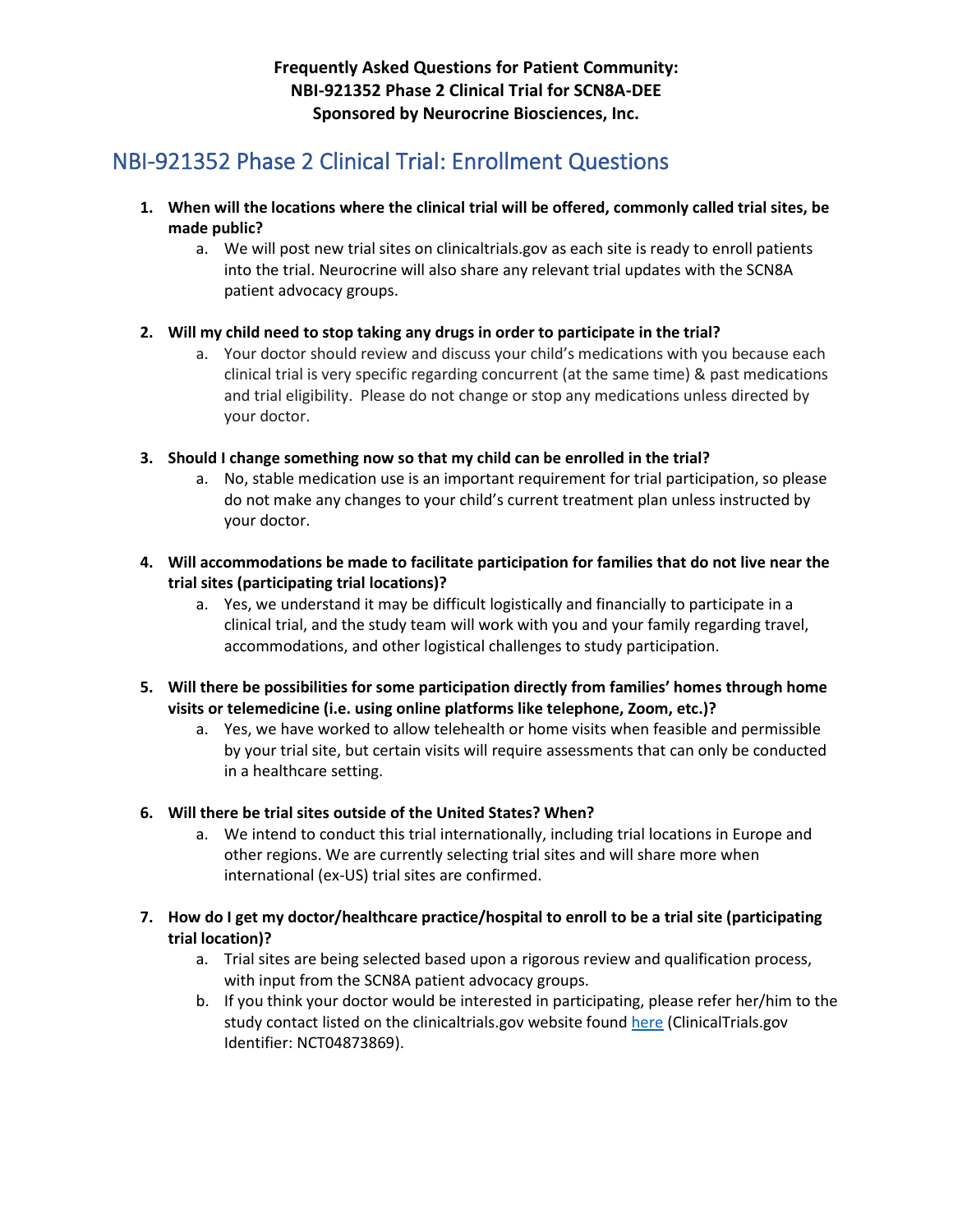**Frequently Asked Questions for Patient Community:**
**NBI-921352 Phase 2 Clinical Trial for SCN8A-DEE**
**Sponsored by Neurocrine Biosciences, Inc.**

## NBI-921352 Phase 2 Clinical Trial: Enrollment Questions

1. **When will the locations where the clinical trial will be offered, commonly called trial sites, be made public?**
   a. We will post new trial sites on clinicaltrials.gov as each site is ready to enroll patients into the trial. Neurocrine will also share any relevant trial updates with the SCN8A patient advocacy groups.

2. **Will my child need to stop taking any drugs in order to participate in the trial?**
   a. Your doctor should review and discuss your child's medications with you because each clinical trial is very specific regarding concurrent (at the same time) & past medications and trial eligibility. Please do not change or stop any medications unless directed by your doctor.

3. **Should I change something now so that my child can be enrolled in the trial?**
   a. No, stable medication use is an important requirement for trial participation, so please do not make any changes to your child's current treatment plan unless instructed by your doctor.

4. **Will accommodations be made to facilitate participation for families that do not live near the trial sites (participating trial locations)?**
   a. Yes, we understand it may be difficult logistically and financially to participate in a clinical trial, and the study team will work with you and your family regarding travel, accommodations, and other logistical challenges to study participation.

5. **Will there be possibilities for some participation directly from families' homes through home visits or telemedicine (i.e. using online platforms like telephone, Zoom, etc.)?**
   a. Yes, we have worked to allow telehealth or home visits when feasible and permissible by your trial site, but certain visits will require assessments that can only be conducted in a healthcare setting.

6. **Will there be trial sites outside of the United States? When?**
   a. We intend to conduct this trial internationally, including trial locations in Europe and other regions. We are currently selecting trial sites and will share more when international (ex-US) trial sites are confirmed.

7. **How do I get my doctor/healthcare practice/hospital to enroll to be a trial site (participating trial location)?**
   a. Trial sites are being selected based upon a rigorous review and qualification process, with input from the SCN8A patient advocacy groups.
   b. If you think your doctor would be interested in participating, please refer her/him to the study contact listed on the clinicaltrials.gov website found here (ClinicalTrials.gov Identifier: NCT04873869).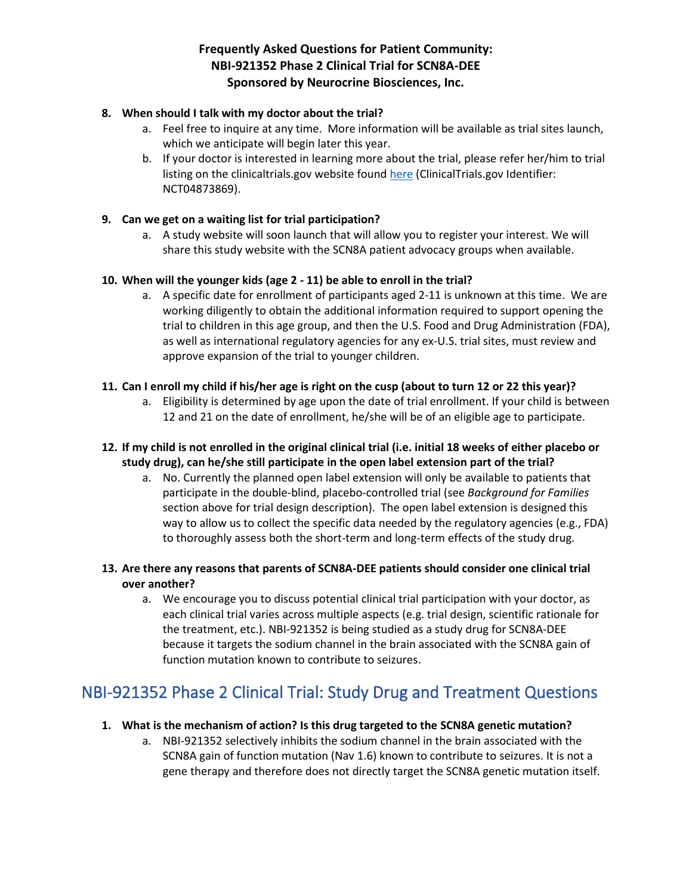**Frequently Asked Questions for Patient Community:**
**NBI-921352 Phase 2 Clinical Trial for SCN8A-DEE**
**Sponsored by Neurocrine Biosciences, Inc.**

8. **When should I talk with my doctor about the trial?**
   a. Feel free to inquire at any time. More information will be available as trial sites launch, which we anticipate will begin later this year.
   b. If your doctor is interested in learning more about the trial, please refer her/him to trial listing on the clinicaltrials.gov website found here (ClinicalTrials.gov Identifier: NCT04873869).

9. **Can we get on a waiting list for trial participation?**
   a. A study website will soon launch that will allow you to register your interest. We will share this study website with the SCN8A patient advocacy groups when available.

10. **When will the younger kids (age 2 - 11) be able to enroll in the trial?**
    a. A specific date for enrollment of participants aged 2-11 is unknown at this time. We are working diligently to obtain the additional information required to support opening the trial to children in this age group, and then the U.S. Food and Drug Administration (FDA), as well as international regulatory agencies for any ex-U.S. trial sites, must review and approve expansion of the trial to younger children.

11. **Can I enroll my child if his/her age is right on the cusp (about to turn 12 or 22 this year)?**
    a. Eligibility is determined by age upon the date of trial enrollment. If your child is between 12 and 21 on the date of enrollment, he/she will be of an eligible age to participate.

12. **If my child is not enrolled in the original clinical trial (i.e. initial 18 weeks of either placebo or study drug), can he/she still participate in the open label extension part of the trial?**
    a. No. Currently the planned open label extension will only be available to patients that participate in the double-blind, placebo-controlled trial (see *Background for Families* section above for trial design description). The open label extension is designed this way to allow us to collect the specific data needed by the regulatory agencies (e.g., FDA) to thoroughly assess both the short-term and long-term effects of the study drug.

13. **Are there any reasons that parents of SCN8A-DEE patients should consider one clinical trial over another?**
    a. We encourage you to discuss potential clinical trial participation with your doctor, as each clinical trial varies across multiple aspects (e.g. trial design, scientific rationale for the treatment, etc.). NBI-921352 is being studied as a study drug for SCN8A-DEE because it targets the sodium channel in the brain associated with the SCN8A gain of function mutation known to contribute to seizures.

## NBI-921352 Phase 2 Clinical Trial: Study Drug and Treatment Questions

1. **What is the mechanism of action? Is this drug targeted to the SCN8A genetic mutation?**
   a. NBI-921352 selectively inhibits the sodium channel in the brain associated with the SCN8A gain of function mutation (Nav 1.6) known to contribute to seizures. It is not a gene therapy and therefore does not directly target the SCN8A genetic mutation itself.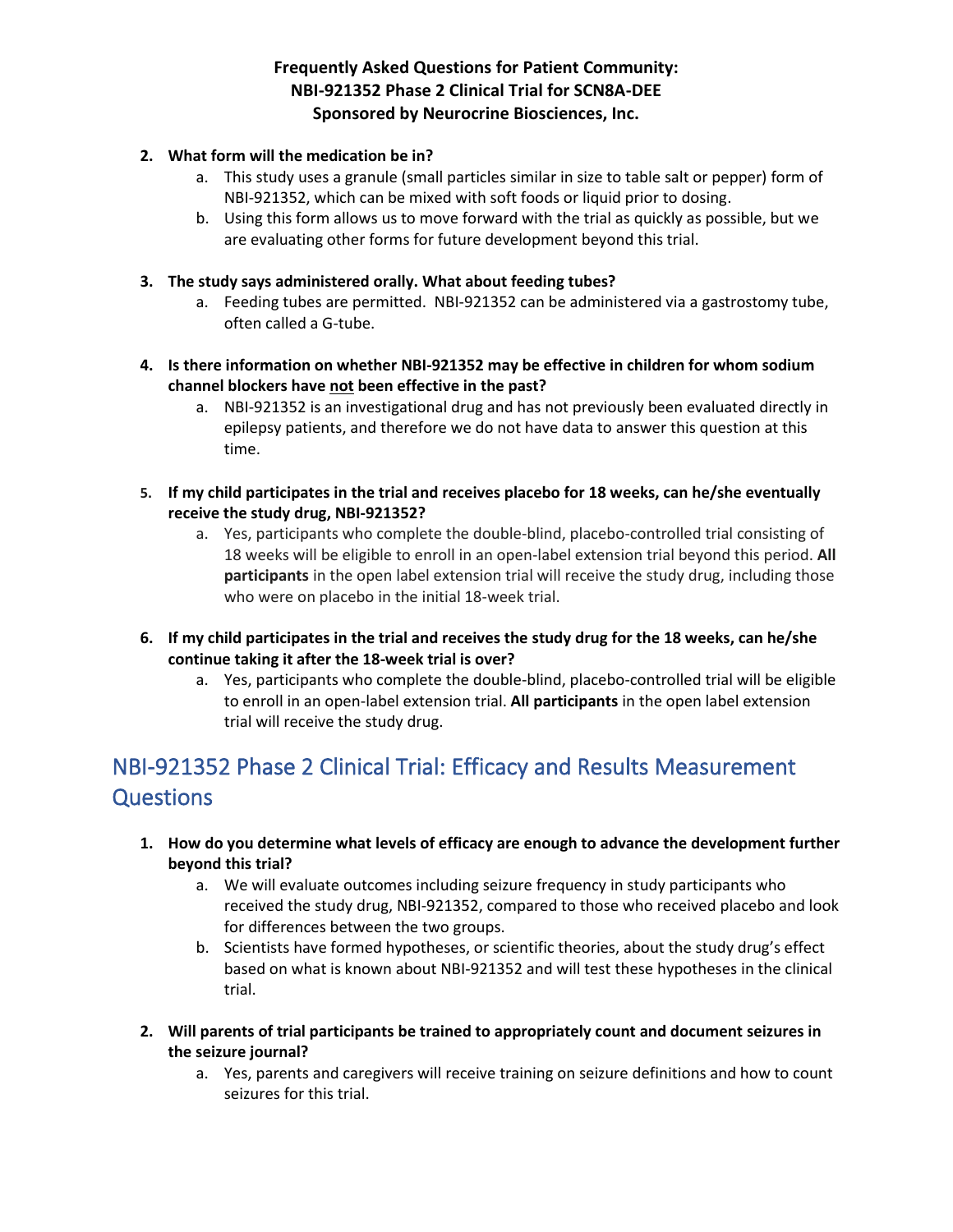**Frequently Asked Questions for Patient Community:**
**NBI-921352 Phase 2 Clinical Trial for SCN8A-DEE**
**Sponsored by Neurocrine Biosciences, Inc.**

2. **What form will the medication be in?**
    a. This study uses a granule (small particles similar in size to table salt or pepper) form of NBI-921352, which can be mixed with soft foods or liquid prior to dosing.
    b. Using this form allows us to move forward with the trial as quickly as possible, but we are evaluating other forms for future development beyond this trial.

3. **The study says administered orally. What about feeding tubes?**
    a. Feeding tubes are permitted. NBI-921352 can be administered via a gastrostomy tube, often called a G-tube.

4. **Is there information on whether NBI-921352 may be effective in children for whom sodium channel blockers have not been effective in the past?**
    a. NBI-921352 is an investigational drug and has not previously been evaluated directly in epilepsy patients, and therefore we do not have data to answer this question at this time.

5. **If my child participates in the trial and receives placebo for 18 weeks, can he/she eventually receive the study drug, NBI-921352?**
    a. Yes, participants who complete the double-blind, placebo-controlled trial consisting of 18 weeks will be eligible to enroll in an open-label extension trial beyond this period. **All participants** in the open label extension trial will receive the study drug, including those who were on placebo in the initial 18-week trial.

6. **If my child participates in the trial and receives the study drug for the 18 weeks, can he/she continue taking it after the 18-week trial is over?**
    a. Yes, participants who complete the double-blind, placebo-controlled trial will be eligible to enroll in an open-label extension trial. **All participants** in the open label extension trial will receive the study drug.

## NBI-921352 Phase 2 Clinical Trial: Efficacy and Results Measurement Questions

1. **How do you determine what levels of efficacy are enough to advance the development further beyond this trial?**
    a. We will evaluate outcomes including seizure frequency in study participants who received the study drug, NBI-921352, compared to those who received placebo and look for differences between the two groups.
    b. Scientists have formed hypotheses, or scientific theories, about the study drug's effect based on what is known about NBI-921352 and will test these hypotheses in the clinical trial.

2. **Will parents of trial participants be trained to appropriately count and document seizures in the seizure journal?**
    a. Yes, parents and caregivers will receive training on seizure definitions and how to count seizures for this trial.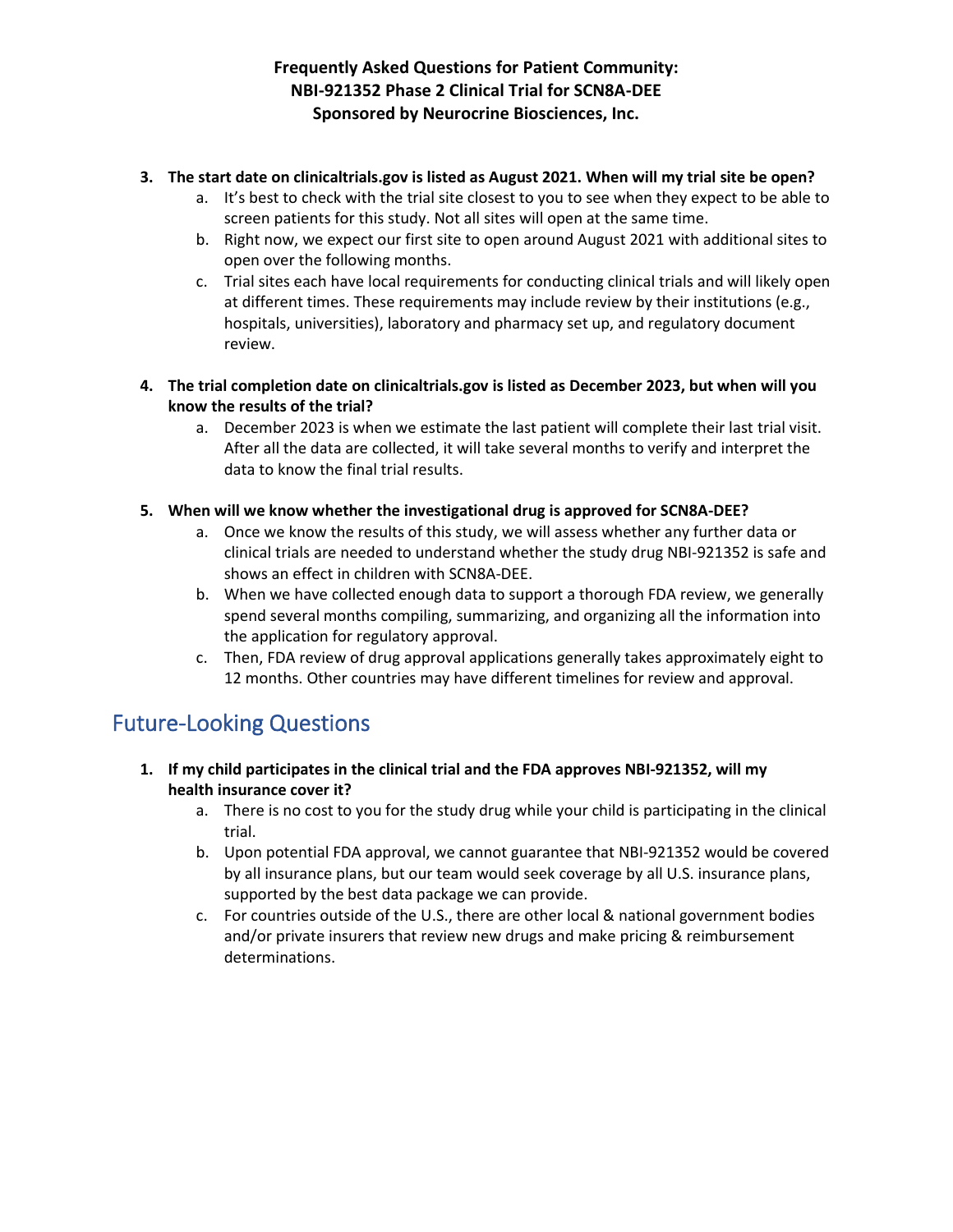**Frequently Asked Questions for Patient Community:**
**NBI-921352 Phase 2 Clinical Trial for SCN8A-DEE**
**Sponsored by Neurocrine Biosciences, Inc.**

3. **The start date on clinicaltrials.gov is listed as August 2021. When will my trial site be open?**
   a. It's best to check with the trial site closest to you to see when they expect to be able to screen patients for this study. Not all sites will open at the same time.
   b. Right now, we expect our first site to open around August 2021 with additional sites to open over the following months.
   c. Trial sites each have local requirements for conducting clinical trials and will likely open at different times. These requirements may include review by their institutions (e.g., hospitals, universities), laboratory and pharmacy set up, and regulatory document review.

4. **The trial completion date on clinicaltrials.gov is listed as December 2023, but when will you know the results of the trial?**
   a. December 2023 is when we estimate the last patient will complete their last trial visit. After all the data are collected, it will take several months to verify and interpret the data to know the final trial results.

5. **When will we know whether the investigational drug is approved for SCN8A-DEE?**
   a. Once we know the results of this study, we will assess whether any further data or clinical trials are needed to understand whether the study drug NBI-921352 is safe and shows an effect in children with SCN8A-DEE.
   b. When we have collected enough data to support a thorough FDA review, we generally spend several months compiling, summarizing, and organizing all the information into the application for regulatory approval.
   c. Then, FDA review of drug approval applications generally takes approximately eight to 12 months. Other countries may have different timelines for review and approval.

## Future-Looking Questions

1. **If my child participates in the clinical trial and the FDA approves NBI-921352, will my health insurance cover it?**
   a. There is no cost to you for the study drug while your child is participating in the clinical trial.
   b. Upon potential FDA approval, we cannot guarantee that NBI-921352 would be covered by all insurance plans, but our team would seek coverage by all U.S. insurance plans, supported by the best data package we can provide.
   c. For countries outside of the U.S., there are other local & national government bodies and/or private insurers that review new drugs and make pricing & reimbursement determinations.